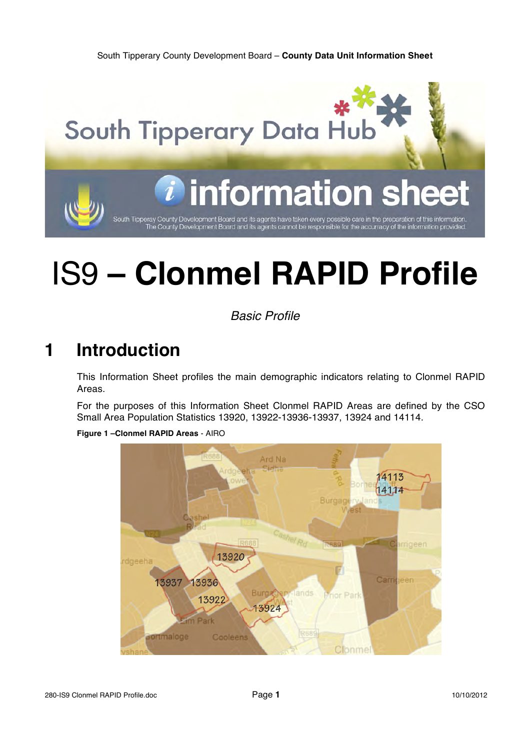# IS9 – Clonmel RAPID Profile

*Basic Profile*

## 1 Introduction

This Information Sheet profiles the main demographic indicators relating to Clonmel RAPID Areas.

For the purposes of this Information Sheet Clonmel RAPID Areas are defined by the CSO Small Area Population Statistics 13920, 13922-13936-13937, 13924 and 14114.

**Figure 1 –Clonmel RAPID Areas** - AIRO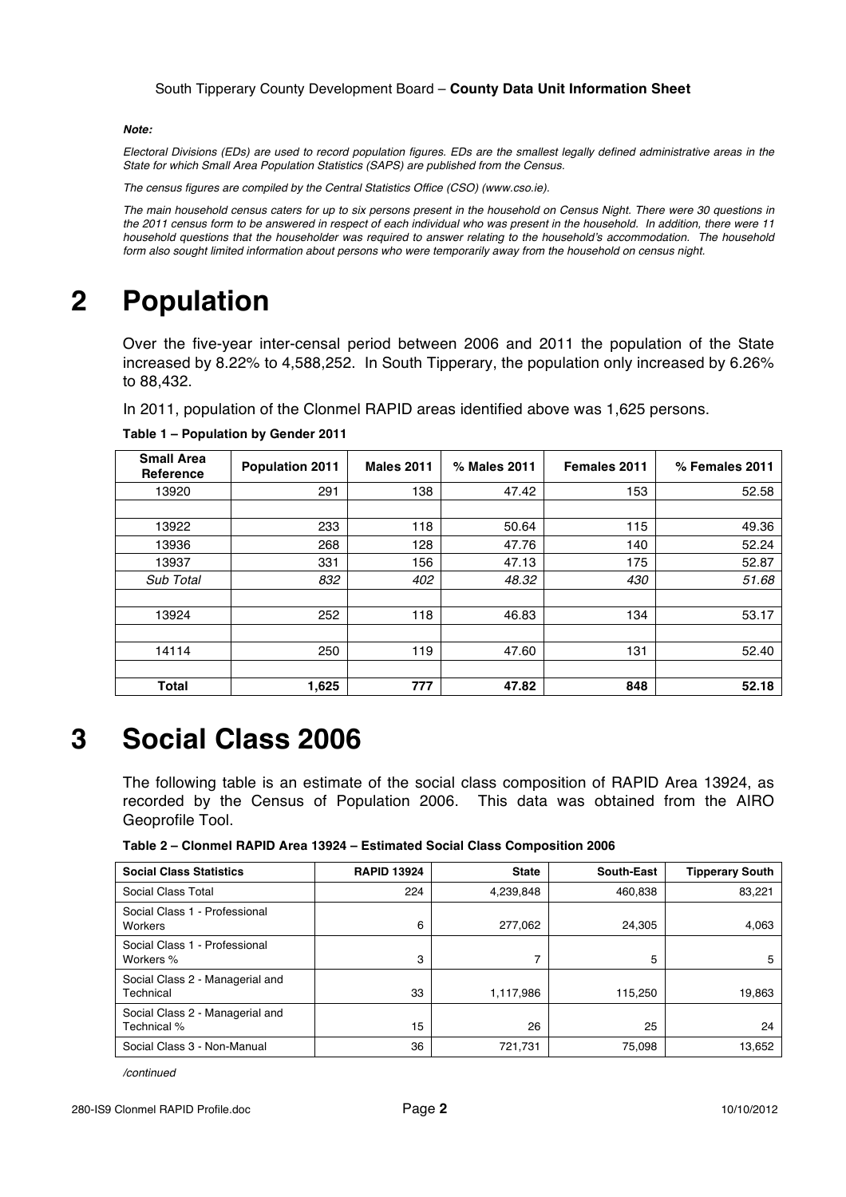***Note:***

*Electoral Divisions (EDs) are used to record population figures. EDs are the smallest legally defined administrative areas in the State for which Small Area Population Statistics (SAPS) are published from the Census.*

*The census figures are compiled by the Central Statistics Office (CSO) (www.cso.ie).*

*The main household census caters for up to six persons present in the household on Census Night. There were 30 questions in the 2011 census form to be answered in respect of each individual who was present in the household. In addition, there were 11 household questions that the householder was required to answer relating to the household's accommodation. The household form also sought limited information about persons who were temporarily away from the household on census night.*

# 2 Population

Over the five-year inter-censal period between 2006 and 2011 the population of the State increased by 8.22% to 4,588,252. In South Tipperary, the population only increased by 6.26% to 88,432.

In 2011, population of the Clonmel RAPID areas identified above was 1,625 persons.

**Table 1 – Population by Gender 2011**

| Small Area Reference | Population 2011 | Males 2011 | % Males 2011 | Females 2011 | % Females 2011 |
|---|---|---|---|---|---|
| 13920 | 291 | 138 | 47.42 | 153 | 52.58 |
| | | | | | |
| 13922 | 233 | 118 | 50.64 | 115 | 49.36 |
| 13936 | 268 | 128 | 47.76 | 140 | 52.24 |
| 13937 | 331 | 156 | 47.13 | 175 | 52.87 |
| *Sub Total* | *832* | *402* | *48.32* | *430* | *51.68* |
| | | | | | |
| 13924 | 252 | 118 | 46.83 | 134 | 53.17 |
| | | | | | |
| 14114 | 250 | 119 | 47.60 | 131 | 52.40 |
| | | | | | |
| **Total** | **1,625** | **777** | **47.82** | **848** | **52.18** |

# 3 Social Class 2006

The following table is an estimate of the social class composition of RAPID Area 13924, as recorded by the Census of Population 2006. This data was obtained from the AIRO Geoprofile Tool.

**Table 2 – Clonmel RAPID Area 13924 – Estimated Social Class Composition 2006**

| Social Class Statistics | RAPID 13924 | State | South-East | Tipperary South |
|---|---|---|---|---|
| Social Class Total | 224 | 4,239,848 | 460,838 | 83,221 |
| Social Class 1 - Professional Workers | 6 | 277,062 | 24,305 | 4,063 |
| Social Class 1 - Professional Workers % | 3 | 7 | 5 | 5 |
| Social Class 2 - Managerial and Technical | 33 | 1,117,986 | 115,250 | 19,863 |
| Social Class 2 - Managerial and Technical % | 15 | 26 | 25 | 24 |
| Social Class 3 - Non-Manual | 36 | 721,731 | 75,098 | 13,652 |

*/continued*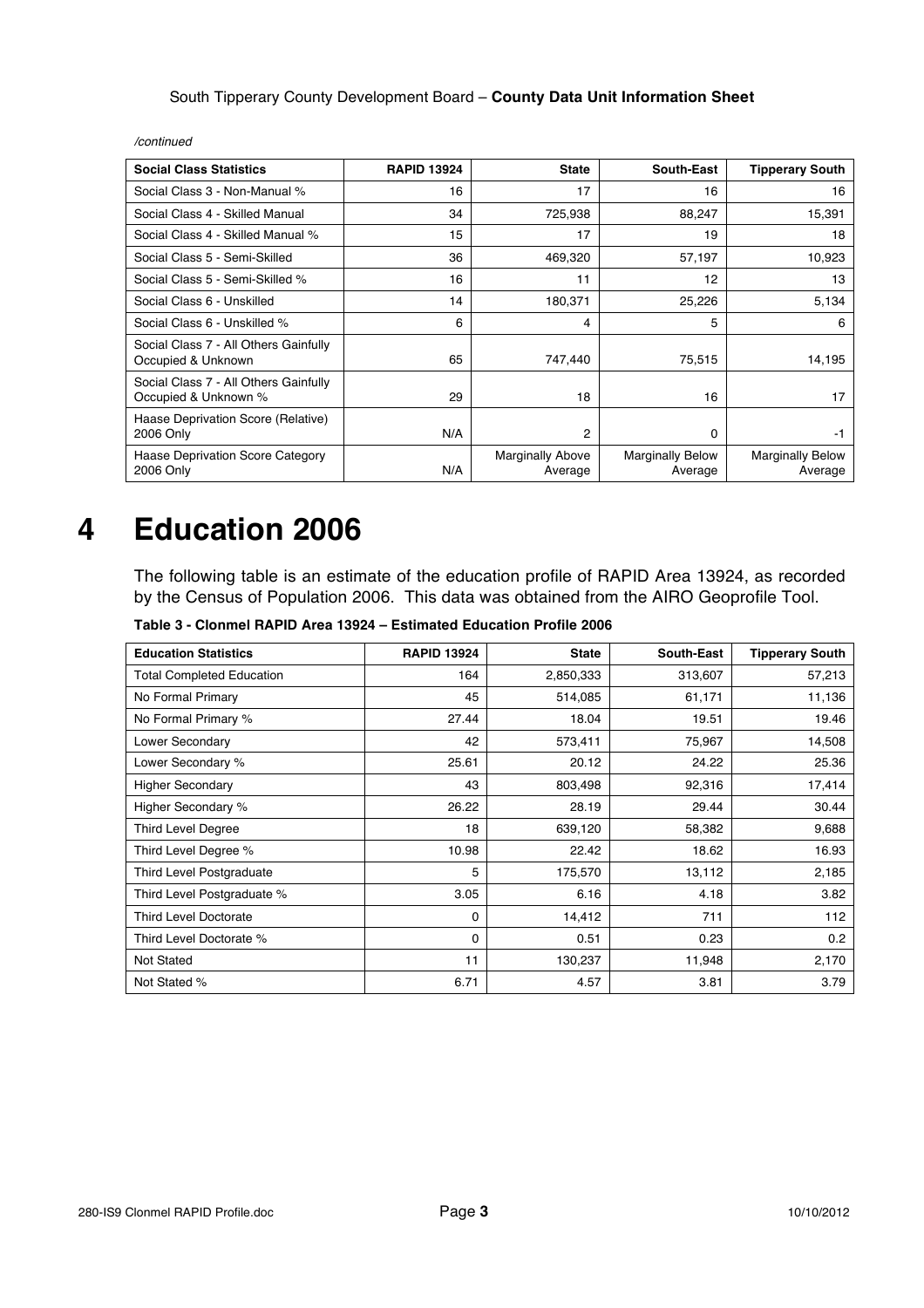*/continued*

| Social Class Statistics | RAPID 13924 | State | South-East | Tipperary South |
|---|---|---|---|---|
| Social Class 3 - Non-Manual % | 16 | 17 | 16 | 16 |
| Social Class 4 - Skilled Manual | 34 | 725,938 | 88,247 | 15,391 |
| Social Class 4 - Skilled Manual % | 15 | 17 | 19 | 18 |
| Social Class 5 - Semi-Skilled | 36 | 469,320 | 57,197 | 10,923 |
| Social Class 5 - Semi-Skilled % | 16 | 11 | 12 | 13 |
| Social Class 6 - Unskilled | 14 | 180,371 | 25,226 | 5,134 |
| Social Class 6 - Unskilled % | 6 | 4 | 5 | 6 |
| Social Class 7 - All Others Gainfully Occupied & Unknown | 65 | 747,440 | 75,515 | 14,195 |
| Social Class 7 - All Others Gainfully Occupied & Unknown % | 29 | 18 | 16 | 17 |
| Haase Deprivation Score (Relative) 2006 Only | N/A | 2 | 0 | -1 |
| Haase Deprivation Score Category 2006 Only | N/A | Marginally Above Average | Marginally Below Average | Marginally Below Average |

# 4 Education 2006

The following table is an estimate of the education profile of RAPID Area 13924, as recorded by the Census of Population 2006. This data was obtained from the AIRO Geoprofile Tool.

**Table 3 - Clonmel RAPID Area 13924 – Estimated Education Profile 2006**

| Education Statistics | RAPID 13924 | State | South-East | Tipperary South |
|---|---|---|---|---|
| Total Completed Education | 164 | 2,850,333 | 313,607 | 57,213 |
| No Formal Primary | 45 | 514,085 | 61,171 | 11,136 |
| No Formal Primary % | 27.44 | 18.04 | 19.51 | 19.46 |
| Lower Secondary | 42 | 573,411 | 75,967 | 14,508 |
| Lower Secondary % | 25.61 | 20.12 | 24.22 | 25.36 |
| Higher Secondary | 43 | 803,498 | 92,316 | 17,414 |
| Higher Secondary % | 26.22 | 28.19 | 29.44 | 30.44 |
| Third Level Degree | 18 | 639,120 | 58,382 | 9,688 |
| Third Level Degree % | 10.98 | 22.42 | 18.62 | 16.93 |
| Third Level Postgraduate | 5 | 175,570 | 13,112 | 2,185 |
| Third Level Postgraduate % | 3.05 | 6.16 | 4.18 | 3.82 |
| Third Level Doctorate | 0 | 14,412 | 711 | 112 |
| Third Level Doctorate % | 0 | 0.51 | 0.23 | 0.2 |
| Not Stated | 11 | 130,237 | 11,948 | 2,170 |
| Not Stated % | 6.71 | 4.57 | 3.81 | 3.79 |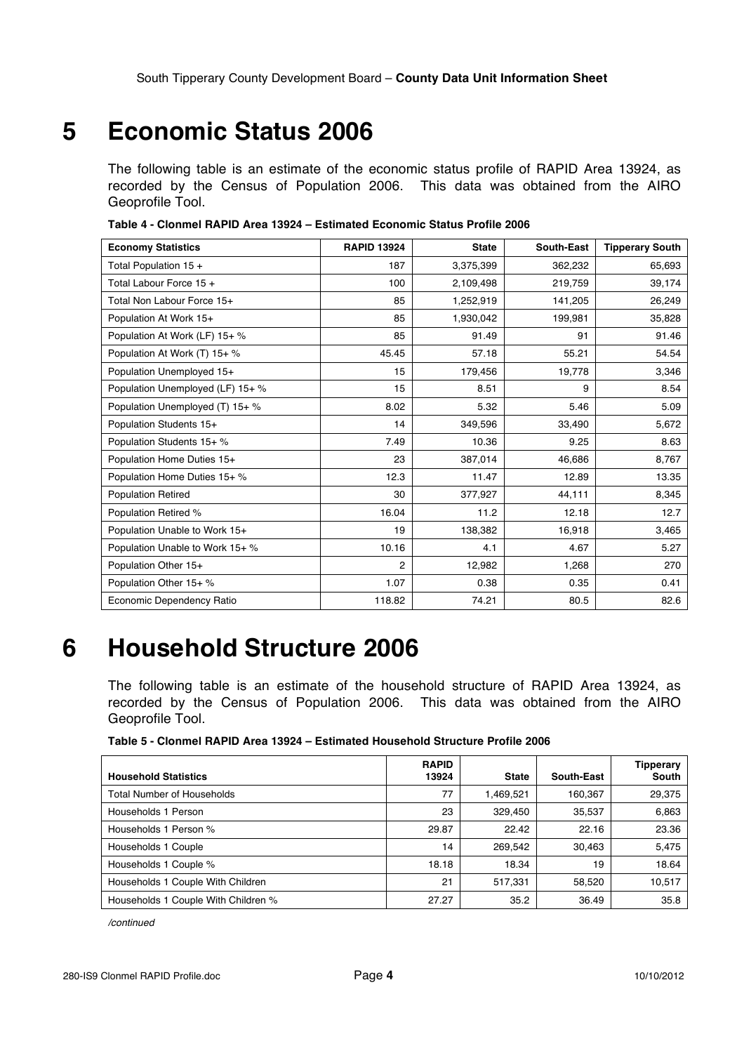# 5 Economic Status 2006

The following table is an estimate of the economic status profile of RAPID Area 13924, as recorded by the Census of Population 2006. This data was obtained from the AIRO Geoprofile Tool.

**Table 4 - Clonmel RAPID Area 13924 – Estimated Economic Status Profile 2006**

| Economy Statistics | RAPID 13924 | State | South-East | Tipperary South |
|---|---|---|---|---|
| Total Population 15 + | 187 | 3,375,399 | 362,232 | 65,693 |
| Total Labour Force 15 + | 100 | 2,109,498 | 219,759 | 39,174 |
| Total Non Labour Force 15+ | 85 | 1,252,919 | 141,205 | 26,249 |
| Population At Work 15+ | 85 | 1,930,042 | 199,981 | 35,828 |
| Population At Work (LF) 15+ % | 85 | 91.49 | 91 | 91.46 |
| Population At Work (T) 15+ % | 45.45 | 57.18 | 55.21 | 54.54 |
| Population Unemployed 15+ | 15 | 179,456 | 19,778 | 3,346 |
| Population Unemployed (LF) 15+ % | 15 | 8.51 | 9 | 8.54 |
| Population Unemployed (T) 15+ % | 8.02 | 5.32 | 5.46 | 5.09 |
| Population Students 15+ | 14 | 349,596 | 33,490 | 5,672 |
| Population Students 15+ % | 7.49 | 10.36 | 9.25 | 8.63 |
| Population Home Duties 15+ | 23 | 387,014 | 46,686 | 8,767 |
| Population Home Duties 15+ % | 12.3 | 11.47 | 12.89 | 13.35 |
| Population Retired | 30 | 377,927 | 44,111 | 8,345 |
| Population Retired % | 16.04 | 11.2 | 12.18 | 12.7 |
| Population Unable to Work 15+ | 19 | 138,382 | 16,918 | 3,465 |
| Population Unable to Work 15+ % | 10.16 | 4.1 | 4.67 | 5.27 |
| Population Other 15+ | 2 | 12,982 | 1,268 | 270 |
| Population Other 15+ % | 1.07 | 0.38 | 0.35 | 0.41 |
| Economic Dependency Ratio | 118.82 | 74.21 | 80.5 | 82.6 |

# 6 Household Structure 2006

The following table is an estimate of the household structure of RAPID Area 13924, as recorded by the Census of Population 2006. This data was obtained from the AIRO Geoprofile Tool.

**Table 5 - Clonmel RAPID Area 13924 – Estimated Household Structure Profile 2006**

| Household Statistics | RAPID 13924 | State | South-East | Tipperary South |
|---|---|---|---|---|
| Total Number of Households | 77 | 1,469,521 | 160,367 | 29,375 |
| Households 1 Person | 23 | 329,450 | 35,537 | 6,863 |
| Households 1 Person % | 29.87 | 22.42 | 22.16 | 23.36 |
| Households 1 Couple | 14 | 269,542 | 30,463 | 5,475 |
| Households 1 Couple % | 18.18 | 18.34 | 19 | 18.64 |
| Households 1 Couple With Children | 21 | 517,331 | 58,520 | 10,517 |
| Households 1 Couple With Children % | 27.27 | 35.2 | 36.49 | 35.8 |

*/continued*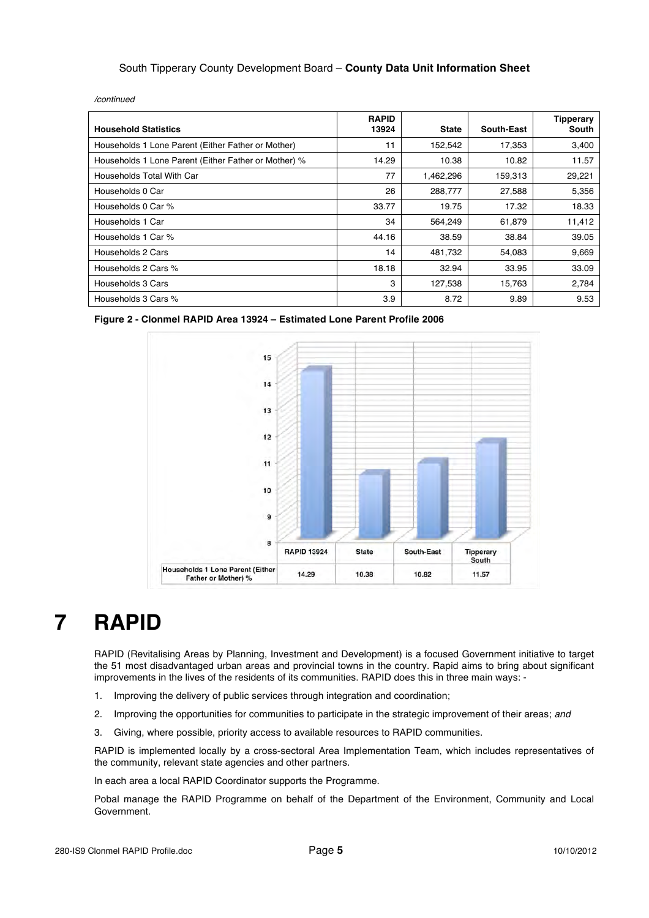*/continued*

| Household Statistics | RAPID 13924 | State | South-East | Tipperary South |
|---|---|---|---|---|
| Households 1 Lone Parent (Either Father or Mother) | 11 | 152,542 | 17,353 | 3,400 |
| Households 1 Lone Parent (Either Father or Mother) % | 14.29 | 10.38 | 10.82 | 11.57 |
| Households Total With Car | 77 | 1,462,296 | 159,313 | 29,221 |
| Households 0 Car | 26 | 288,777 | 27,588 | 5,356 |
| Households 0 Car % | 33.77 | 19.75 | 17.32 | 18.33 |
| Households 1 Car | 34 | 564,249 | 61,879 | 11,412 |
| Households 1 Car % | 44.16 | 38.59 | 38.84 | 39.05 |
| Households 2 Cars | 14 | 481,732 | 54,083 | 9,669 |
| Households 2 Cars % | 18.18 | 32.94 | 33.95 | 33.09 |
| Households 3 Cars | 3 | 127,538 | 15,763 | 2,784 |
| Households 3 Cars % | 3.9 | 8.72 | 9.89 | 9.53 |

**Figure 2 - Clonmel RAPID Area 13924 – Estimated Lone Parent Profile 2006**

15
14
13
12
11
10
9
8

RAPID 13924 | State | South-East | Tipperary South

Households 1 Lone Parent (Either Father or Mother) % | 14.29 | 10.38 | 10.82 | 11.57

# 7 RAPID

RAPID (Revitalising Areas by Planning, Investment and Development) is a focused Government initiative to target the 51 most disadvantaged urban areas and provincial towns in the country. Rapid aims to bring about significant improvements in the lives of the residents of its communities. RAPID does this in three main ways: -

1. Improving the delivery of public services through integration and coordination;
2. Improving the opportunities for communities to participate in the strategic improvement of their areas; *and*
3. Giving, where possible, priority access to available resources to RAPID communities.

RAPID is implemented locally by a cross-sectoral Area Implementation Team, which includes representatives of the community, relevant state agencies and other partners.

In each area a local RAPID Coordinator supports the Programme.

Pobal manage the RAPID Programme on behalf of the Department of the Environment, Community and Local Government.